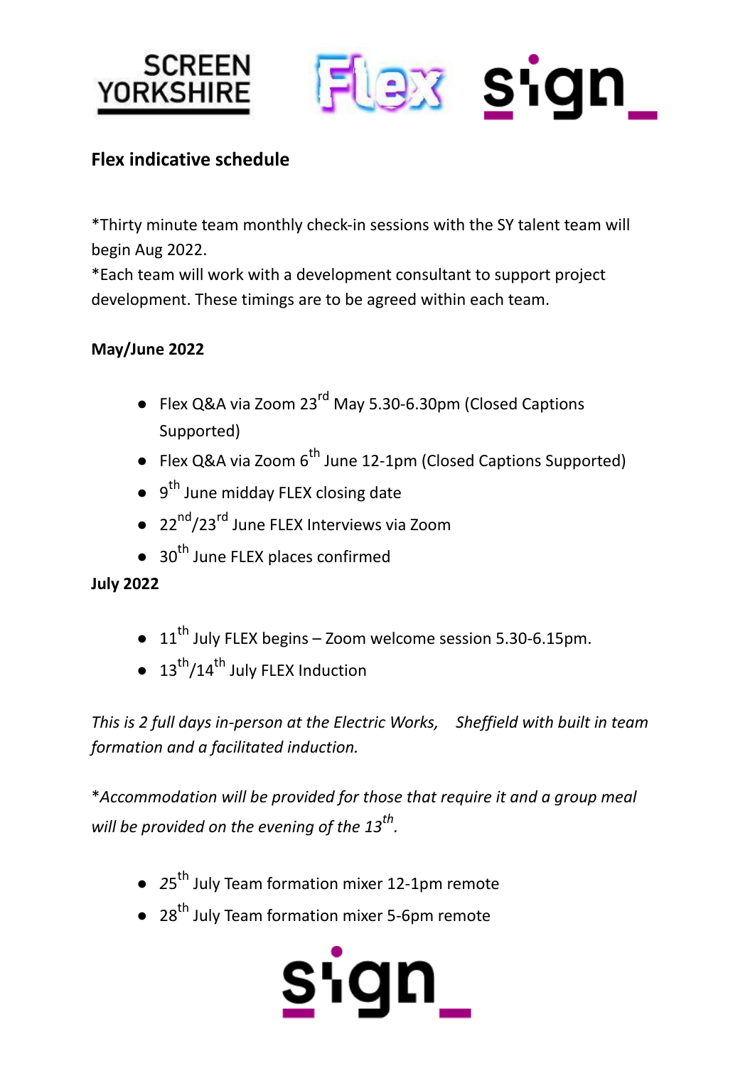## Flex indicative schedule

*Thirty minute team monthly check-in sessions with the SY talent team will begin Aug 2022.
*Each team will work with a development consultant to support project development. These timings are to be agreed within each team.

**May/June 2022**

- Flex Q&A via Zoom 23rd May 5.30-6.30pm (Closed Captions Supported)
- Flex Q&A via Zoom 6th June 12-1pm (Closed Captions Supported)
- 9th June midday FLEX closing date
- 22nd/23rd June FLEX Interviews via Zoom
- 30th June FLEX places confirmed

**July 2022**

- 11th July FLEX begins – Zoom welcome session 5.30-6.15pm.
- 13th/14th July FLEX Induction

*This is 2 full days in-person at the Electric Works, Sheffield with built in team formation and a facilitated induction.*

**Accommodation will be provided for those that require it and a group meal will be provided on the evening of the 13th.*

- 25th July Team formation mixer 12-1pm remote
- 28th July Team formation mixer 5-6pm remote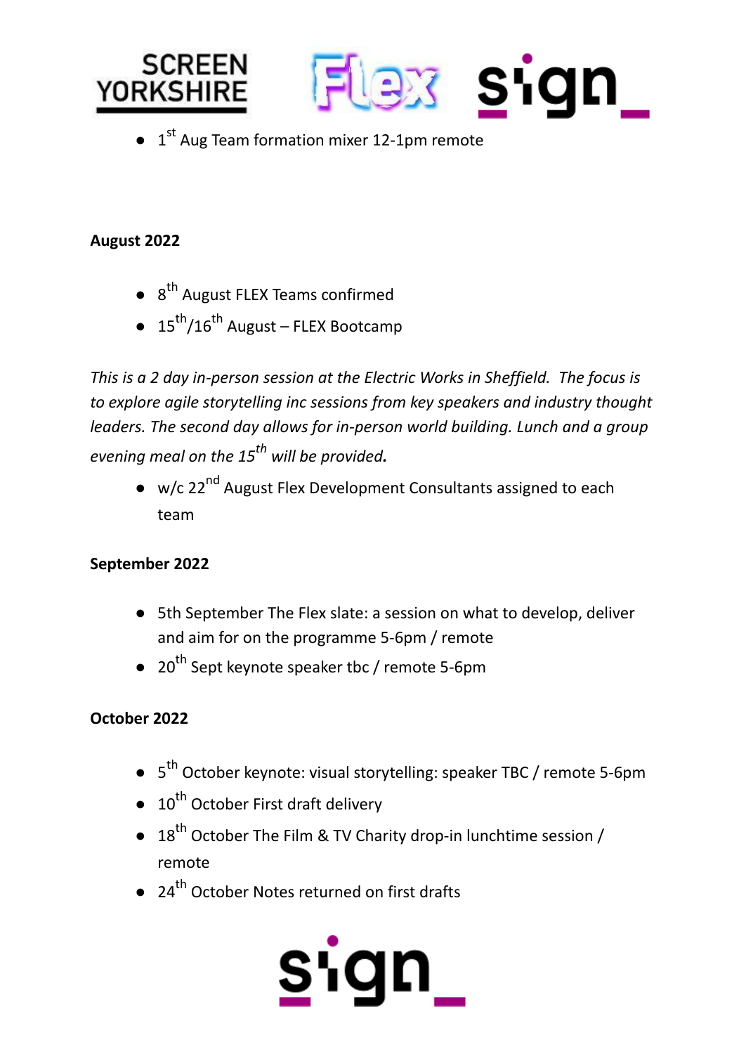- 1st Aug Team formation mixer 12-1pm remote

**August 2022**

- 8th August FLEX Teams confirmed
- 15th/16th August – FLEX Bootcamp

*This is a 2 day in-person session at the Electric Works in Sheffield. The focus is to explore agile storytelling inc sessions from key speakers and industry thought leaders. The second day allows for in-person world building. Lunch and a group evening meal on the 15th will be provided.*

- w/c 22nd August Flex Development Consultants assigned to each team

**September 2022**

- 5th September The Flex slate: a session on what to develop, deliver and aim for on the programme 5-6pm / remote
- 20th Sept keynote speaker tbc / remote 5-6pm

**October 2022**

- 5th October keynote: visual storytelling: speaker TBC / remote 5-6pm
- 10th October First draft delivery
- 18th October The Film & TV Charity drop-in lunchtime session / remote
- 24th October Notes returned on first drafts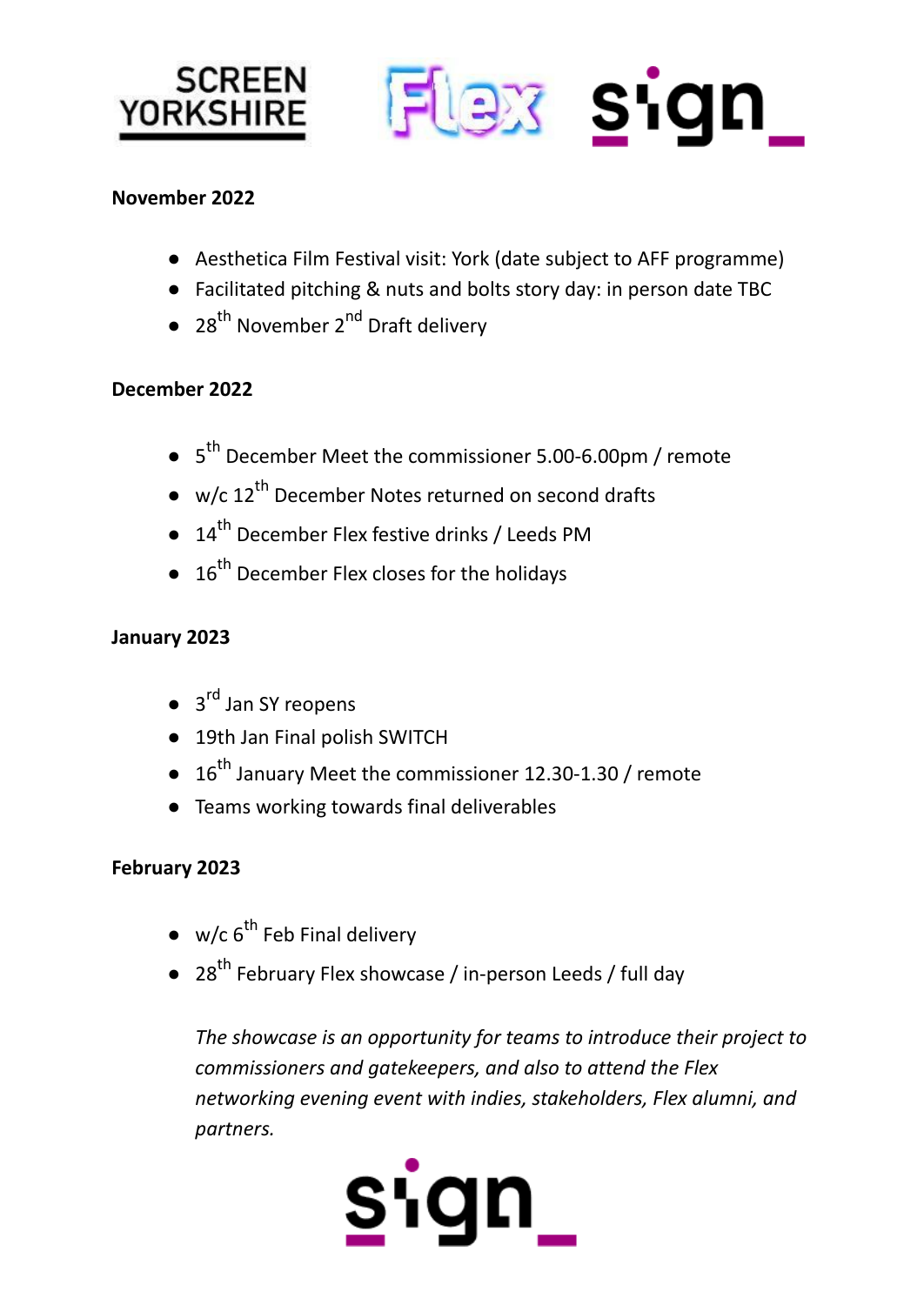SCREEN YORKSHIRE Flex sign_

**November 2022**

- Aesthetica Film Festival visit: York (date subject to AFF programme)
- Facilitated pitching & nuts and bolts story day: in person date TBC
- 28th November 2nd Draft delivery

**December 2022**

- 5th December Meet the commissioner 5.00-6.00pm / remote
- w/c 12th December Notes returned on second drafts
- 14th December Flex festive drinks / Leeds PM
- 16th December Flex closes for the holidays

**January 2023**

- 3rd Jan SY reopens
- 19th Jan Final polish SWITCH
- 16th January Meet the commissioner 12.30-1.30 / remote
- Teams working towards final deliverables

**February 2023**

- w/c 6th Feb Final delivery
- 28th February Flex showcase / in-person Leeds / full day

  *The showcase is an opportunity for teams to introduce their project to commissioners and gatekeepers, and also to attend the Flex networking evening event with indies, stakeholders, Flex alumni, and partners.*

sign_